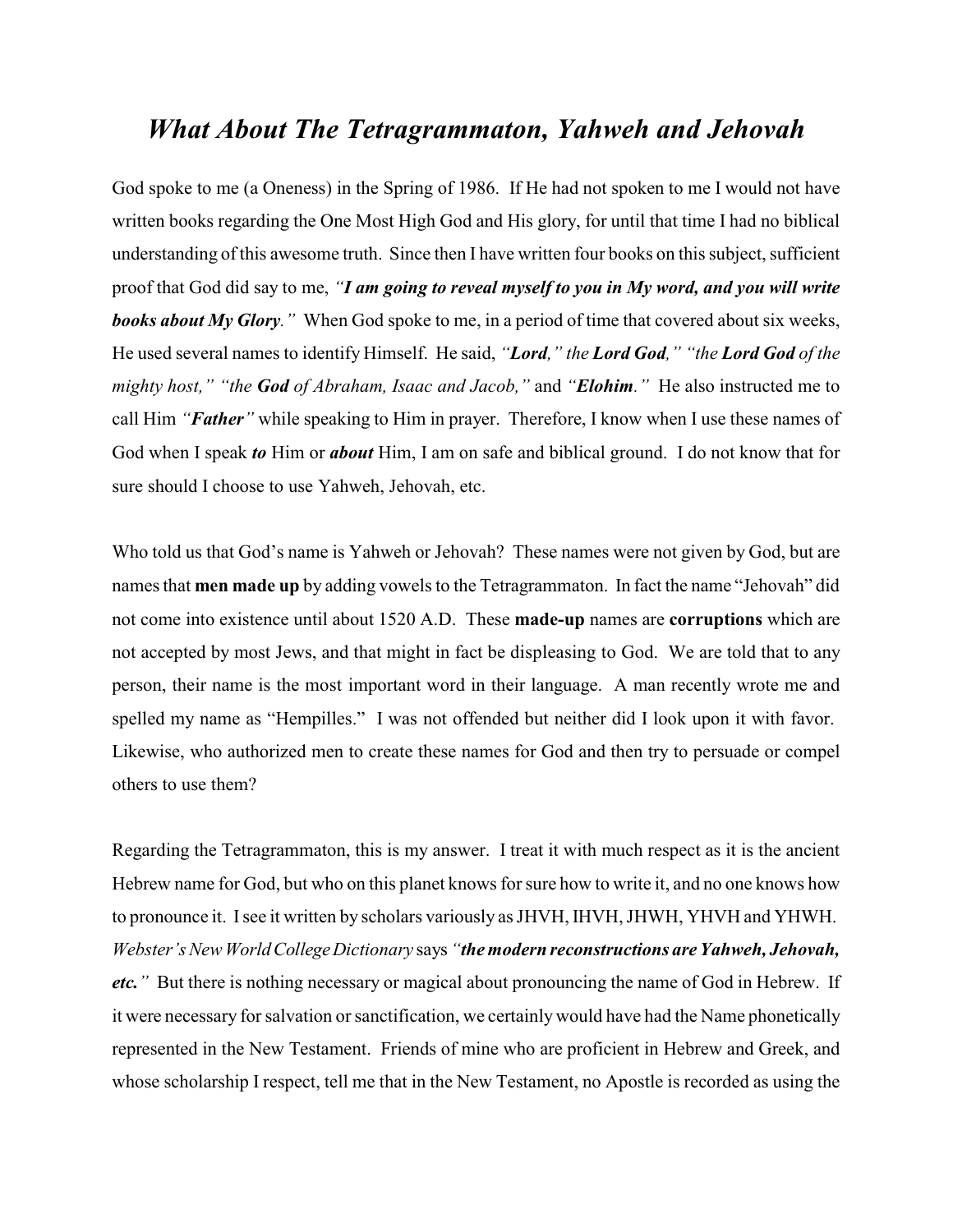# *What About The Tetragrammaton, Yahweh and Jehovah*

God spoke to me (a Oneness) in the Spring of 1986. If He had not spoken to me I would not have written books regarding the One Most High God and His glory, for until that time I had no biblical understanding of this awesome truth. Since then I have written four books on this subject, sufficient proof that God did say to me, *"**I am going to reveal myself to you in My word, and you will write books about My Glory**."* When God spoke to me, in a period of time that covered about six weeks, He used several names to identify Himself. He said, *"**Lord**," the **Lord God**," "the **Lord God** of the mighty host," "the **God** of Abraham, Isaac and Jacob,"* and *"**Elohim**."* He also instructed me to call Him *"**Father**"* while speaking to Him in prayer. Therefore, I know when I use these names of God when I speak ***to*** Him or ***about*** Him, I am on safe and biblical ground. I do not know that for sure should I choose to use Yahweh, Jehovah, etc.

Who told us that God's name is Yahweh or Jehovah? These names were not given by God, but are names that **men made up** by adding vowels to the Tetragrammaton. In fact the name "Jehovah" did not come into existence until about 1520 A.D. These **made-up** names are **corruptions** which are not accepted by most Jews, and that might in fact be displeasing to God. We are told that to any person, their name is the most important word in their language. A man recently wrote me and spelled my name as "Hempilles." I was not offended but neither did I look upon it with favor. Likewise, who authorized men to create these names for God and then try to persuade or compel others to use them?

Regarding the Tetragrammaton, this is my answer. I treat it with much respect as it is the ancient Hebrew name for God, but who on this planet knows for sure how to write it, and no one knows how to pronounce it. I see it written by scholars variously as JHVH, IHVH, JHWH, YHVH and YHWH. *Webster's New World College Dictionary* says *"**the modern reconstructions are Yahweh, Jehovah, etc.**"* But there is nothing necessary or magical about pronouncing the name of God in Hebrew. If it were necessary for salvation or sanctification, we certainly would have had the Name phonetically represented in the New Testament. Friends of mine who are proficient in Hebrew and Greek, and whose scholarship I respect, tell me that in the New Testament, no Apostle is recorded as using the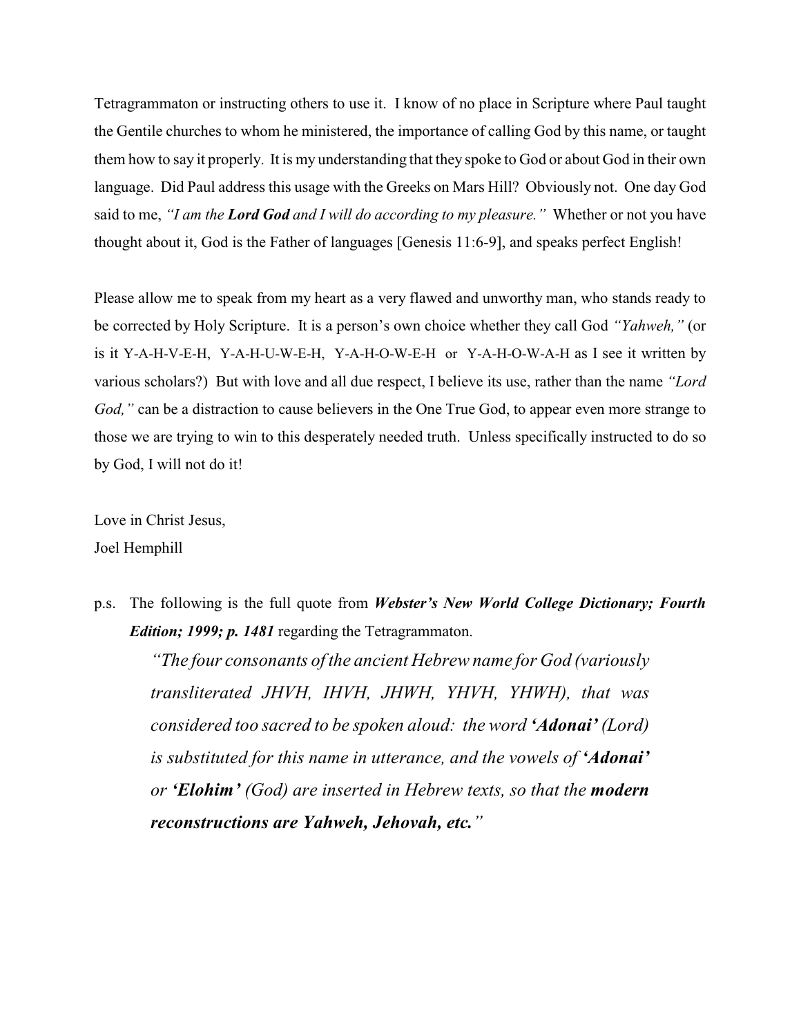Tetragrammaton or instructing others to use it. I know of no place in Scripture where Paul taught the Gentile churches to whom he ministered, the importance of calling God by this name, or taught them how to say it properly. It is my understanding that they spoke to God or about God in their own language. Did Paul address this usage with the Greeks on Mars Hill? Obviously not. One day God said to me, *"I am the **Lord God** and I will do according to my pleasure."* Whether or not you have thought about it, God is the Father of languages [Genesis 11:6-9], and speaks perfect English!

Please allow me to speak from my heart as a very flawed and unworthy man, who stands ready to be corrected by Holy Scripture. It is a person's own choice whether they call God *"Yahweh,"* (or is it Y-A-H-V-E-H, Y-A-H-U-W-E-H, Y-A-H-O-W-E-H or Y-A-H-O-W-A-H as I see it written by various scholars?) But with love and all due respect, I believe its use, rather than the name *"Lord God,"* can be a distraction to cause believers in the One True God, to appear even more strange to those we are trying to win to this desperately needed truth. Unless specifically instructed to do so by God, I will not do it!

Love in Christ Jesus,
Joel Hemphill

p.s. The following is the full quote from ***Webster's New World College Dictionary; Fourth Edition; 1999; p. 1481*** regarding the Tetragrammaton.

> *"The four consonants of the ancient Hebrew name for God (variously transliterated JHVH, IHVH, JHWH, YHVH, YHWH), that was considered too sacred to be spoken aloud: the word **'Adonai'** (Lord) is substituted for this name in utterance, and the vowels of **'Adonai'** or **'Elohim'** (God) are inserted in Hebrew texts, so that the **modern reconstructions are Yahweh, Jehovah, etc.**"*